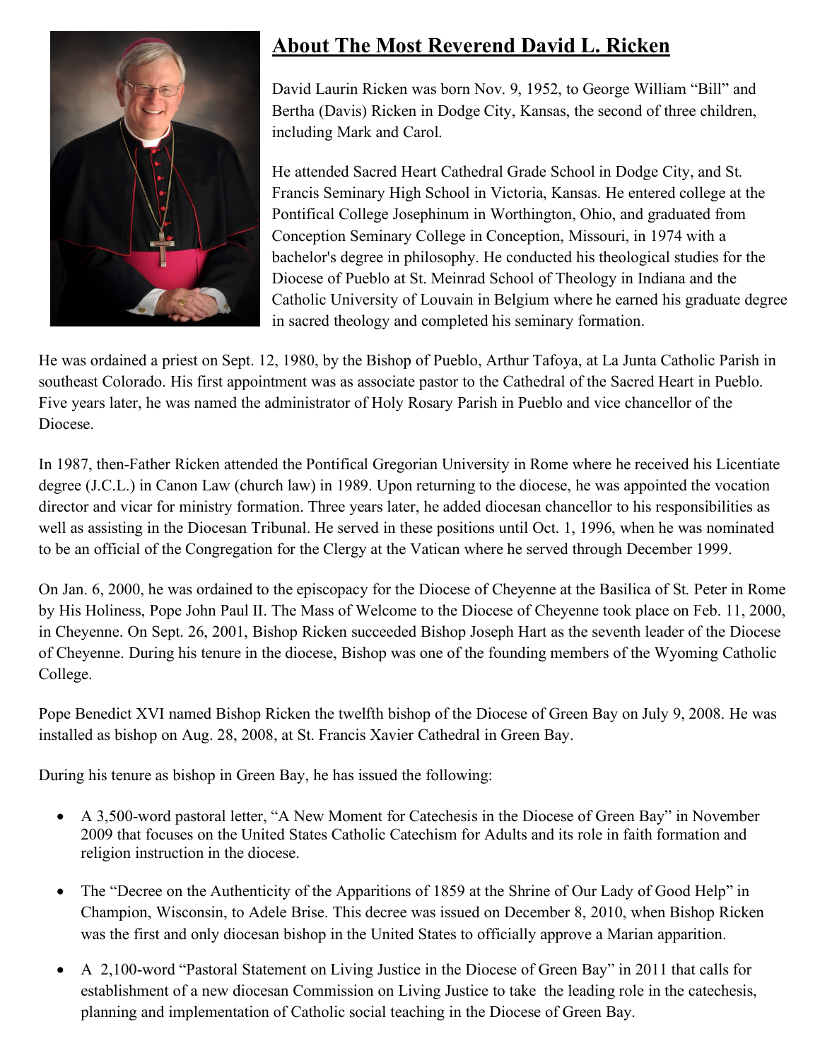# About The Most Reverend David L. Ricken

David Laurin Ricken was born Nov. 9, 1952, to George William "Bill" and Bertha (Davis) Ricken in Dodge City, Kansas, the second of three children, including Mark and Carol.

He attended Sacred Heart Cathedral Grade School in Dodge City, and St. Francis Seminary High School in Victoria, Kansas. He entered college at the Pontifical College Josephinum in Worthington, Ohio, and graduated from Conception Seminary College in Conception, Missouri, in 1974 with a bachelor's degree in philosophy. He conducted his theological studies for the Diocese of Pueblo at St. Meinrad School of Theology in Indiana and the Catholic University of Louvain in Belgium where he earned his graduate degree in sacred theology and completed his seminary formation.

He was ordained a priest on Sept. 12, 1980, by the Bishop of Pueblo, Arthur Tafoya, at La Junta Catholic Parish in southeast Colorado. His first appointment was as associate pastor to the Cathedral of the Sacred Heart in Pueblo. Five years later, he was named the administrator of Holy Rosary Parish in Pueblo and vice chancellor of the Diocese.

In 1987, then-Father Ricken attended the Pontifical Gregorian University in Rome where he received his Licentiate degree (J.C.L.) in Canon Law (church law) in 1989. Upon returning to the diocese, he was appointed the vocation director and vicar for ministry formation. Three years later, he added diocesan chancellor to his responsibilities as well as assisting in the Diocesan Tribunal. He served in these positions until Oct. 1, 1996, when he was nominated to be an official of the Congregation for the Clergy at the Vatican where he served through December 1999.

On Jan. 6, 2000, he was ordained to the episcopacy for the Diocese of Cheyenne at the Basilica of St. Peter in Rome by His Holiness, Pope John Paul II. The Mass of Welcome to the Diocese of Cheyenne took place on Feb. 11, 2000, in Cheyenne. On Sept. 26, 2001, Bishop Ricken succeeded Bishop Joseph Hart as the seventh leader of the Diocese of Cheyenne. During his tenure in the diocese, Bishop was one of the founding members of the Wyoming Catholic College.

Pope Benedict XVI named Bishop Ricken the twelfth bishop of the Diocese of Green Bay on July 9, 2008. He was installed as bishop on Aug. 28, 2008, at St. Francis Xavier Cathedral in Green Bay.

During his tenure as bishop in Green Bay, he has issued the following:

- A 3,500-word pastoral letter, "A New Moment for Catechesis in the Diocese of Green Bay" in November 2009 that focuses on the United States Catholic Catechism for Adults and its role in faith formation and religion instruction in the diocese.
- The "Decree on the Authenticity of the Apparitions of 1859 at the Shrine of Our Lady of Good Help" in Champion, Wisconsin, to Adele Brise. This decree was issued on December 8, 2010, when Bishop Ricken was the first and only diocesan bishop in the United States to officially approve a Marian apparition.
- A 2,100-word "Pastoral Statement on Living Justice in the Diocese of Green Bay" in 2011 that calls for establishment of a new diocesan Commission on Living Justice to take the leading role in the catechesis, planning and implementation of Catholic social teaching in the Diocese of Green Bay.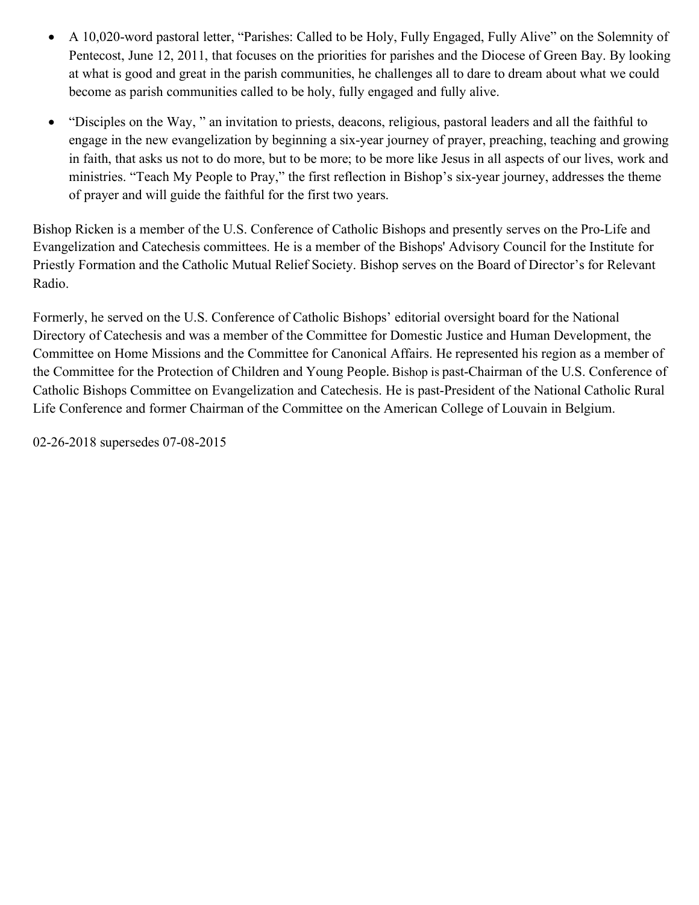- A 10,020-word pastoral letter, "Parishes: Called to be Holy, Fully Engaged, Fully Alive" on the Solemnity of Pentecost, June 12, 2011, that focuses on the priorities for parishes and the Diocese of Green Bay. By looking at what is good and great in the parish communities, he challenges all to dare to dream about what we could become as parish communities called to be holy, fully engaged and fully alive.
- "Disciples on the Way, " an invitation to priests, deacons, religious, pastoral leaders and all the faithful to engage in the new evangelization by beginning a six-year journey of prayer, preaching, teaching and growing in faith, that asks us not to do more, but to be more; to be more like Jesus in all aspects of our lives, work and ministries. "Teach My People to Pray," the first reflection in Bishop's six-year journey, addresses the theme of prayer and will guide the faithful for the first two years.

Bishop Ricken is a member of the U.S. Conference of Catholic Bishops and presently serves on the Pro-Life and Evangelization and Catechesis committees. He is a member of the Bishops' Advisory Council for the Institute for Priestly Formation and the Catholic Mutual Relief Society. Bishop serves on the Board of Director's for Relevant Radio.

Formerly, he served on the U.S. Conference of Catholic Bishops' editorial oversight board for the National Directory of Catechesis and was a member of the Committee for Domestic Justice and Human Development, the Committee on Home Missions and the Committee for Canonical Affairs. He represented his region as a member of the Committee for the Protection of Children and Young People. Bishop is past-Chairman of the U.S. Conference of Catholic Bishops Committee on Evangelization and Catechesis. He is past-President of the National Catholic Rural Life Conference and former Chairman of the Committee on the American College of Louvain in Belgium.

02-26-2018 supersedes 07-08-2015